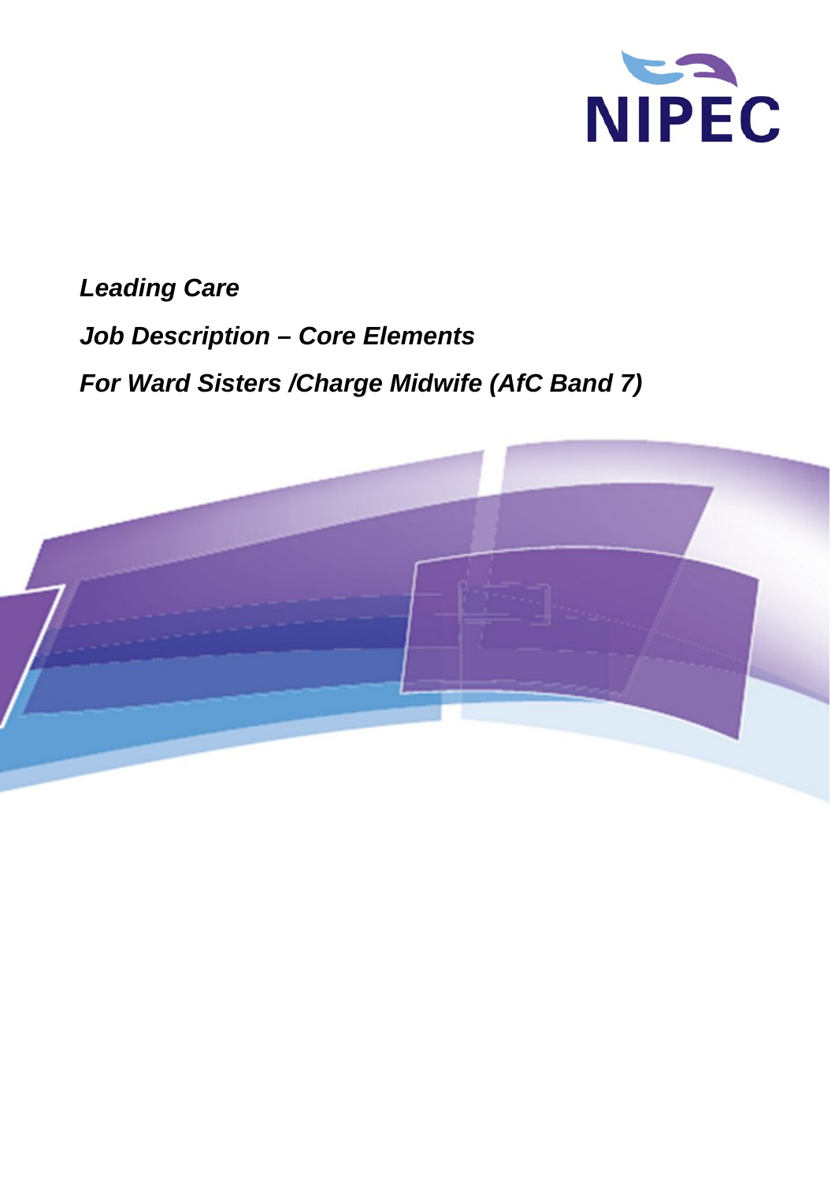NIPEC

***Leading Care***

***Job Description – Core Elements***

***For Ward Sisters /Charge Midwife (AfC Band 7)***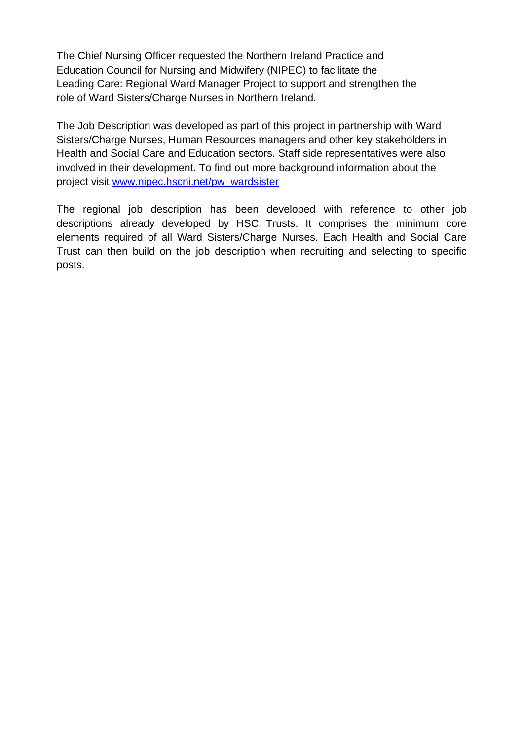The Chief Nursing Officer requested the Northern Ireland Practice and Education Council for Nursing and Midwifery (NIPEC) to facilitate the Leading Care: Regional Ward Manager Project to support and strengthen the role of Ward Sisters/Charge Nurses in Northern Ireland.

The Job Description was developed as part of this project in partnership with Ward Sisters/Charge Nurses, Human Resources managers and other key stakeholders in Health and Social Care and Education sectors. Staff side representatives were also involved in their development. To find out more background information about the project visit [www.nipec.hscni.net/pw_wardsister](www.nipec.hscni.net/pw_wardsister)

The regional job description has been developed with reference to other job descriptions already developed by HSC Trusts. It comprises the minimum core elements required of all Ward Sisters/Charge Nurses. Each Health and Social Care Trust can then build on the job description when recruiting and selecting to specific posts.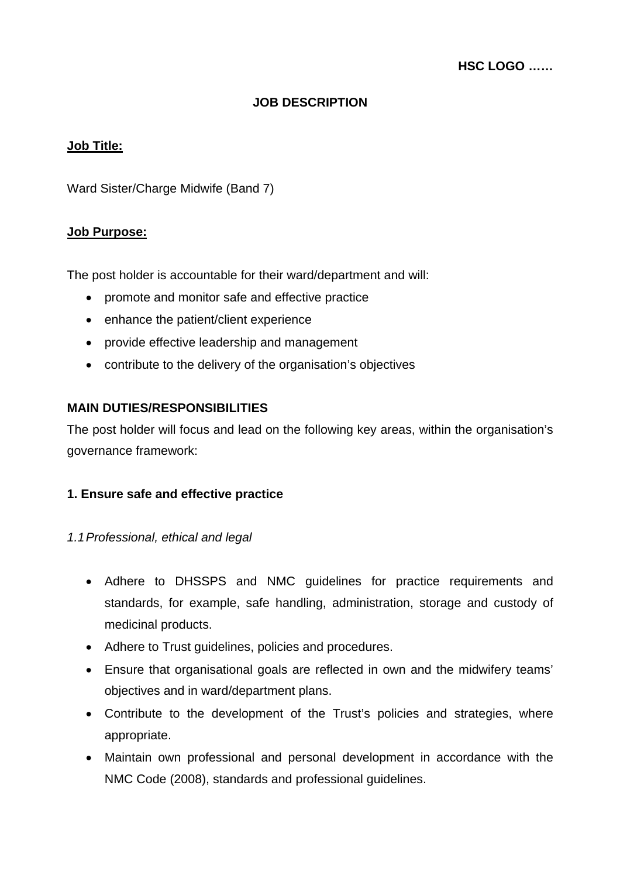**HSC LOGO ……**

# JOB DESCRIPTION

**Job Title:**

Ward Sister/Charge Midwife (Band 7)

**Job Purpose:**

The post holder is accountable for their ward/department and will:

- promote and monitor safe and effective practice
- enhance the patient/client experience
- provide effective leadership and management
- contribute to the delivery of the organisation's objectives

## MAIN DUTIES/RESPONSIBILITIES

The post holder will focus and lead on the following key areas, within the organisation's governance framework:

### 1. Ensure safe and effective practice

*1.1 Professional, ethical and legal*

- Adhere to DHSSPS and NMC guidelines for practice requirements and standards, for example, safe handling, administration, storage and custody of medicinal products.
- Adhere to Trust guidelines, policies and procedures.
- Ensure that organisational goals are reflected in own and the midwifery teams' objectives and in ward/department plans.
- Contribute to the development of the Trust's policies and strategies, where appropriate.
- Maintain own professional and personal development in accordance with the NMC Code (2008), standards and professional guidelines.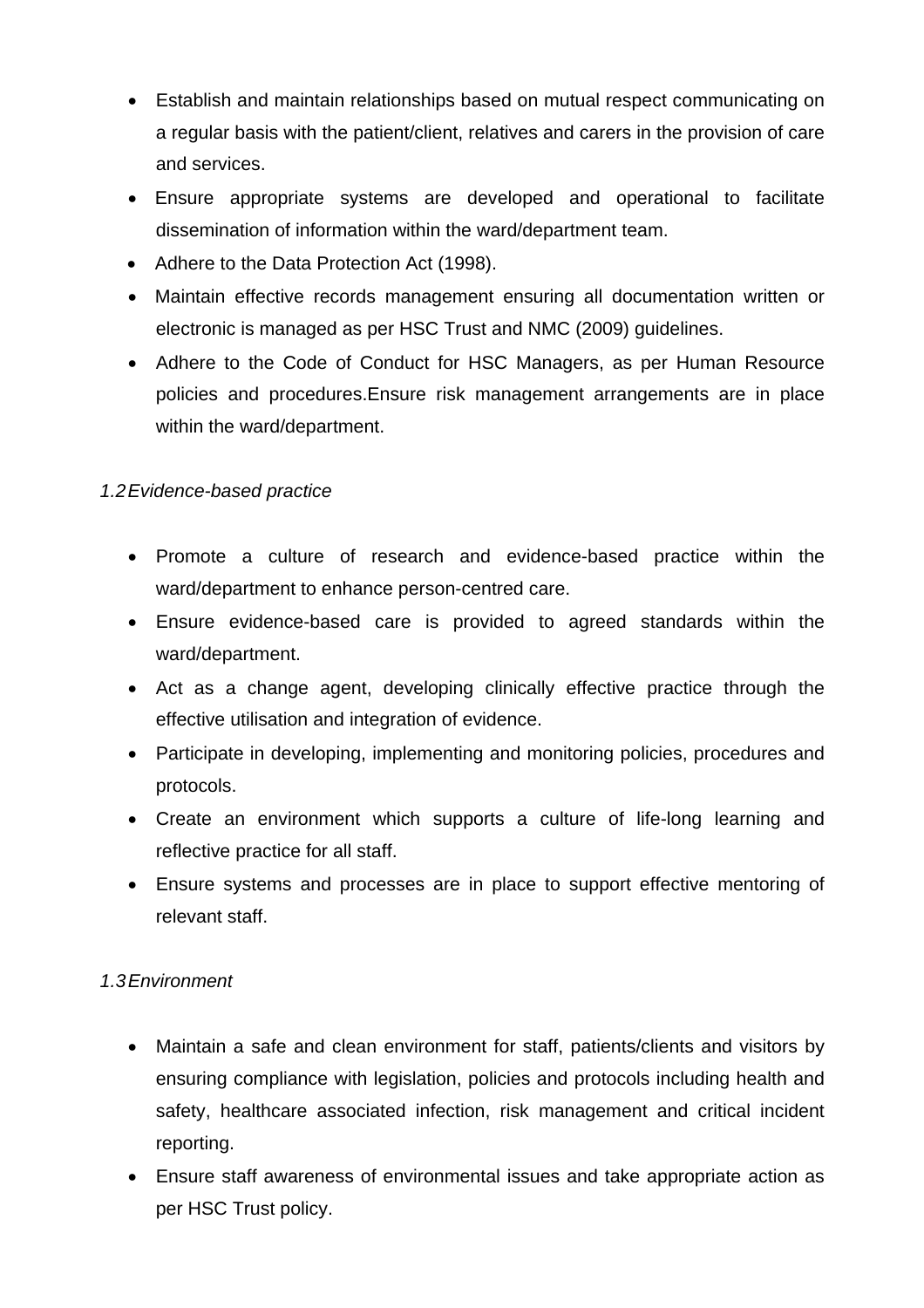- Establish and maintain relationships based on mutual respect communicating on a regular basis with the patient/client, relatives and carers in the provision of care and services.
- Ensure appropriate systems are developed and operational to facilitate dissemination of information within the ward/department team.
- Adhere to the Data Protection Act (1998).
- Maintain effective records management ensuring all documentation written or electronic is managed as per HSC Trust and NMC (2009) guidelines.
- Adhere to the Code of Conduct for HSC Managers, as per Human Resource policies and procedures.Ensure risk management arrangements are in place within the ward/department.

*1.2 Evidence-based practice*

- Promote a culture of research and evidence-based practice within the ward/department to enhance person-centred care.
- Ensure evidence-based care is provided to agreed standards within the ward/department.
- Act as a change agent, developing clinically effective practice through the effective utilisation and integration of evidence.
- Participate in developing, implementing and monitoring policies, procedures and protocols.
- Create an environment which supports a culture of life-long learning and reflective practice for all staff.
- Ensure systems and processes are in place to support effective mentoring of relevant staff.

*1.3 Environment*

- Maintain a safe and clean environment for staff, patients/clients and visitors by ensuring compliance with legislation, policies and protocols including health and safety, healthcare associated infection, risk management and critical incident reporting.
- Ensure staff awareness of environmental issues and take appropriate action as per HSC Trust policy.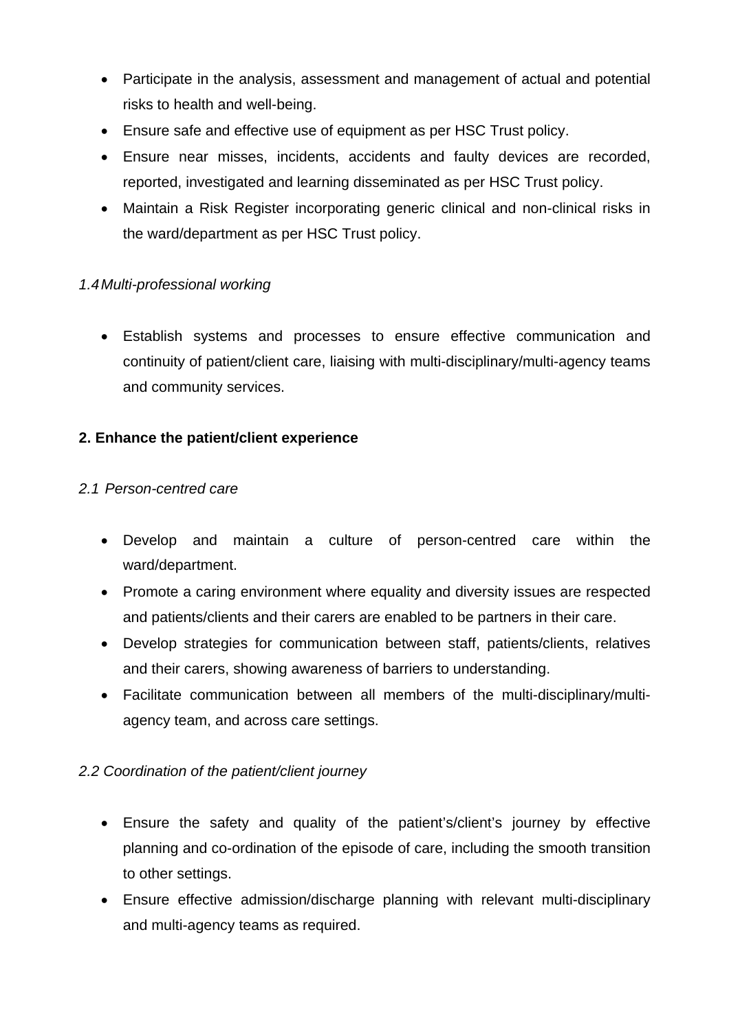- Participate in the analysis, assessment and management of actual and potential risks to health and well-being.
- Ensure safe and effective use of equipment as per HSC Trust policy.
- Ensure near misses, incidents, accidents and faulty devices are recorded, reported, investigated and learning disseminated as per HSC Trust policy.
- Maintain a Risk Register incorporating generic clinical and non-clinical risks in the ward/department as per HSC Trust policy.

*1.4 Multi-professional working*

- Establish systems and processes to ensure effective communication and continuity of patient/client care, liaising with multi-disciplinary/multi-agency teams and community services.

**2. Enhance the patient/client experience**

*2.1 Person-centred care*

- Develop and maintain a culture of person-centred care within the ward/department.
- Promote a caring environment where equality and diversity issues are respected and patients/clients and their carers are enabled to be partners in their care.
- Develop strategies for communication between staff, patients/clients, relatives and their carers, showing awareness of barriers to understanding.
- Facilitate communication between all members of the multi-disciplinary/multi-agency team, and across care settings.

*2.2 Coordination of the patient/client journey*

- Ensure the safety and quality of the patient's/client's journey by effective planning and co-ordination of the episode of care, including the smooth transition to other settings.
- Ensure effective admission/discharge planning with relevant multi-disciplinary and multi-agency teams as required.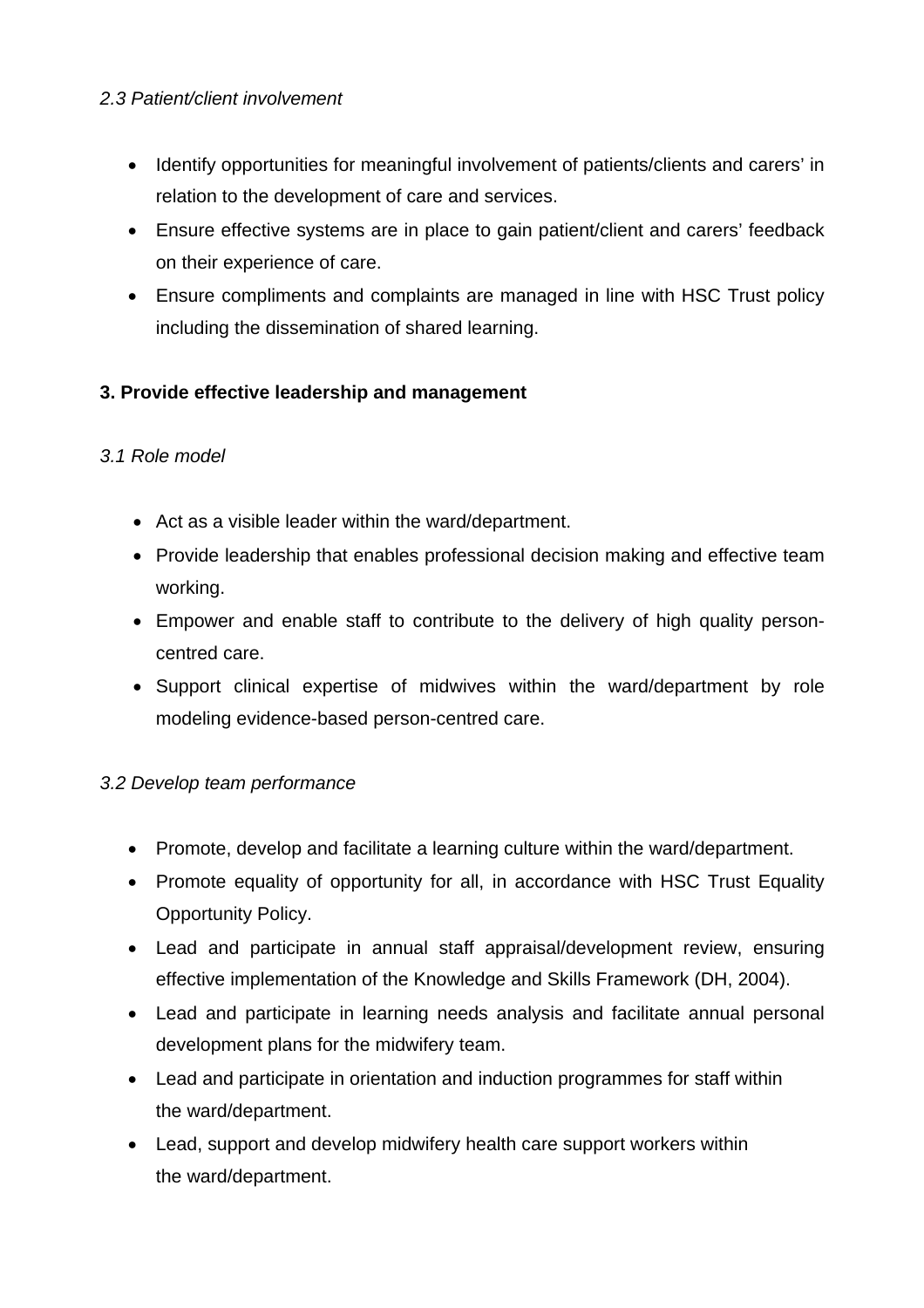*2.3 Patient/client involvement*

- Identify opportunities for meaningful involvement of patients/clients and carers' in relation to the development of care and services.
- Ensure effective systems are in place to gain patient/client and carers' feedback on their experience of care.
- Ensure compliments and complaints are managed in line with HSC Trust policy including the dissemination of shared learning.

**3. Provide effective leadership and management**

*3.1 Role model*

- Act as a visible leader within the ward/department.
- Provide leadership that enables professional decision making and effective team working.
- Empower and enable staff to contribute to the delivery of high quality person-centred care.
- Support clinical expertise of midwives within the ward/department by role modeling evidence-based person-centred care.

*3.2 Develop team performance*

- Promote, develop and facilitate a learning culture within the ward/department.
- Promote equality of opportunity for all, in accordance with HSC Trust Equality Opportunity Policy.
- Lead and participate in annual staff appraisal/development review, ensuring effective implementation of the Knowledge and Skills Framework (DH, 2004).
- Lead and participate in learning needs analysis and facilitate annual personal development plans for the midwifery team.
- Lead and participate in orientation and induction programmes for staff within the ward/department.
- Lead, support and develop midwifery health care support workers within the ward/department.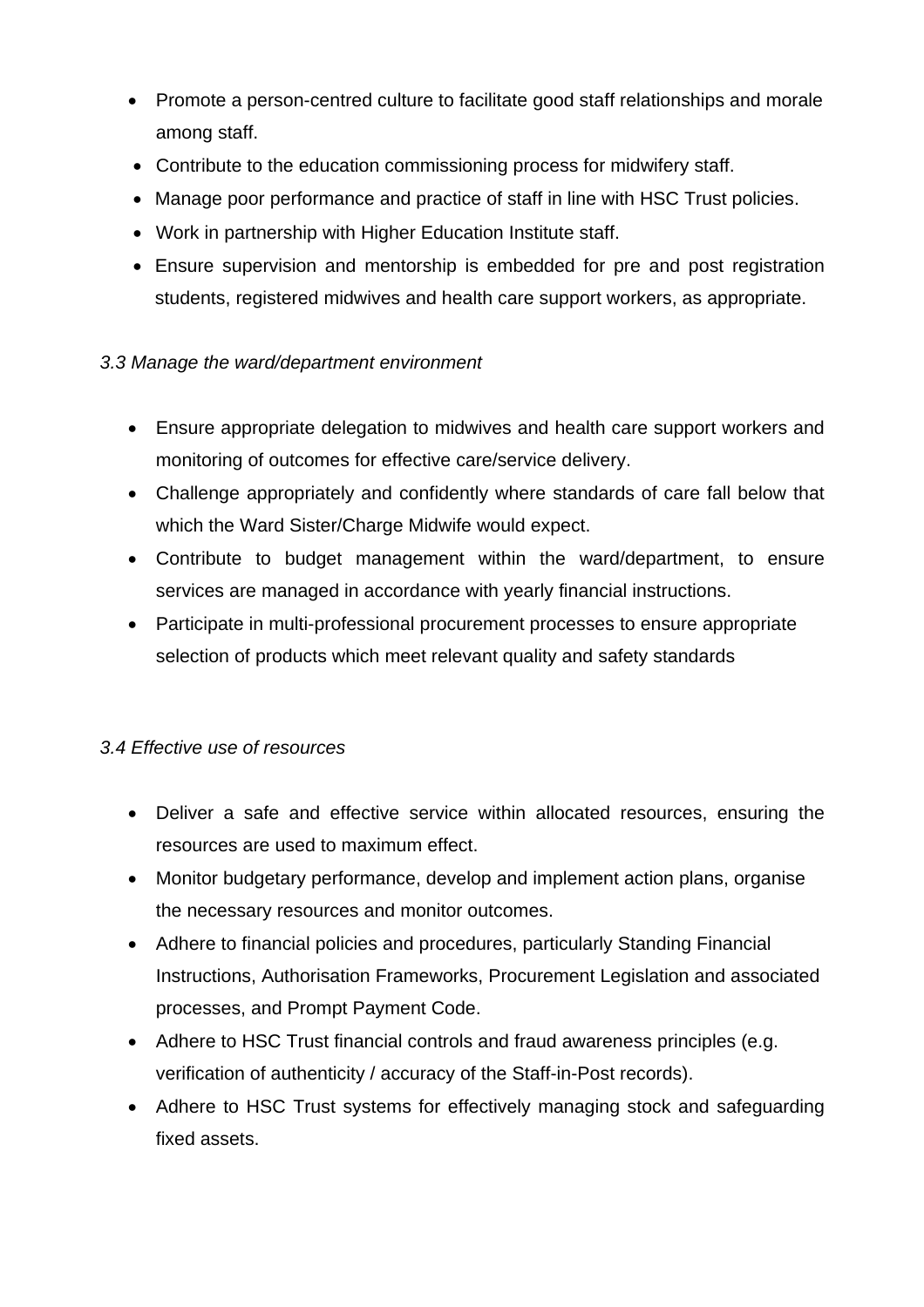- Promote a person-centred culture to facilitate good staff relationships and morale among staff.
- Contribute to the education commissioning process for midwifery staff.
- Manage poor performance and practice of staff in line with HSC Trust policies.
- Work in partnership with Higher Education Institute staff.
- Ensure supervision and mentorship is embedded for pre and post registration students, registered midwives and health care support workers, as appropriate.

*3.3 Manage the ward/department environment*

- Ensure appropriate delegation to midwives and health care support workers and monitoring of outcomes for effective care/service delivery.
- Challenge appropriately and confidently where standards of care fall below that which the Ward Sister/Charge Midwife would expect.
- Contribute to budget management within the ward/department, to ensure services are managed in accordance with yearly financial instructions.
- Participate in multi-professional procurement processes to ensure appropriate selection of products which meet relevant quality and safety standards

*3.4 Effective use of resources*

- Deliver a safe and effective service within allocated resources, ensuring the resources are used to maximum effect.
- Monitor budgetary performance, develop and implement action plans, organise the necessary resources and monitor outcomes.
- Adhere to financial policies and procedures, particularly Standing Financial Instructions, Authorisation Frameworks, Procurement Legislation and associated processes, and Prompt Payment Code.
- Adhere to HSC Trust financial controls and fraud awareness principles (e.g. verification of authenticity / accuracy of the Staff-in-Post records).
- Adhere to HSC Trust systems for effectively managing stock and safeguarding fixed assets.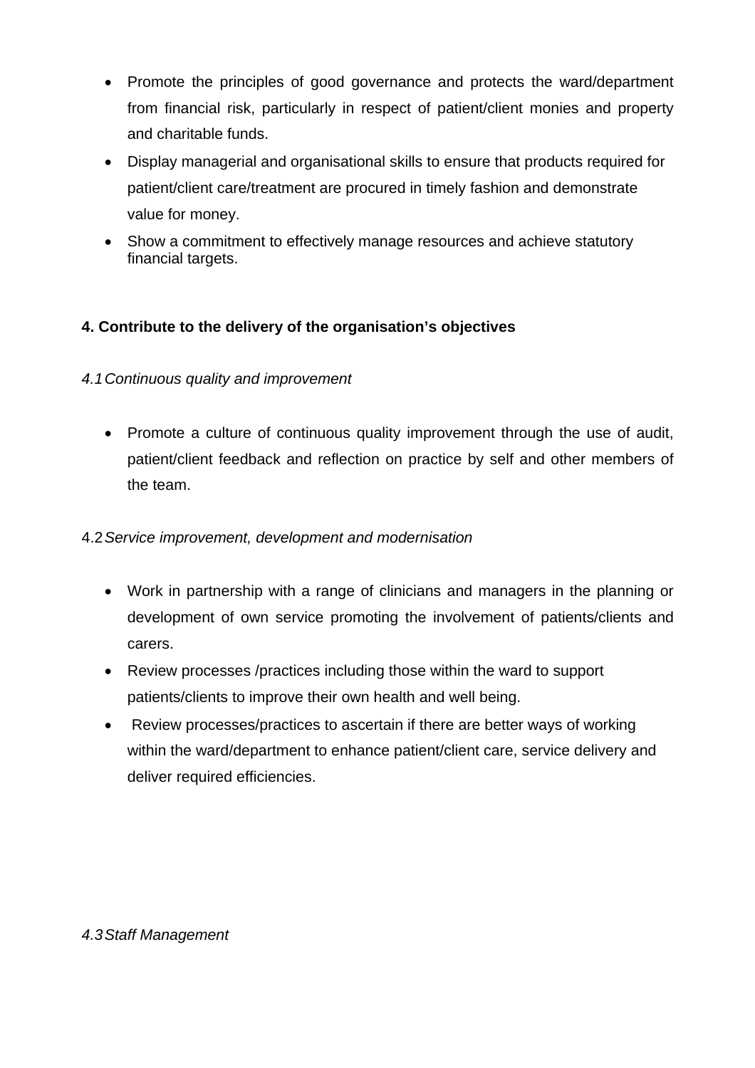- Promote the principles of good governance and protects the ward/department from financial risk, particularly in respect of patient/client monies and property and charitable funds.
- Display managerial and organisational skills to ensure that products required for patient/client care/treatment are procured in timely fashion and demonstrate value for money.
- Show a commitment to effectively manage resources and achieve statutory financial targets.

**4. Contribute to the delivery of the organisation's objectives**

*4.1 Continuous quality and improvement*

- Promote a culture of continuous quality improvement through the use of audit, patient/client feedback and reflection on practice by self and other members of the team.

4.2 *Service improvement, development and modernisation*

- Work in partnership with a range of clinicians and managers in the planning or development of own service promoting the involvement of patients/clients and carers.
- Review processes /practices including those within the ward to support patients/clients to improve their own health and well being.
- Review processes/practices to ascertain if there are better ways of working within the ward/department to enhance patient/client care, service delivery and deliver required efficiencies.

*4.3 Staff Management*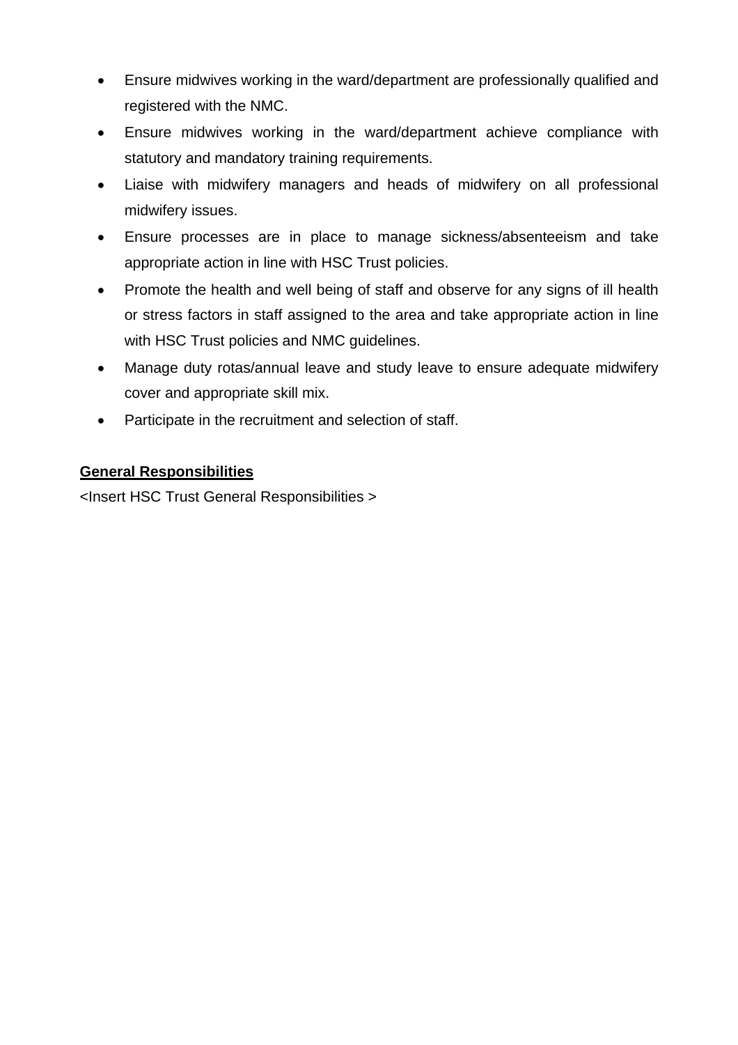- Ensure midwives working in the ward/department are professionally qualified and registered with the NMC.
- Ensure midwives working in the ward/department achieve compliance with statutory and mandatory training requirements.
- Liaise with midwifery managers and heads of midwifery on all professional midwifery issues.
- Ensure processes are in place to manage sickness/absenteeism and take appropriate action in line with HSC Trust policies.
- Promote the health and well being of staff and observe for any signs of ill health or stress factors in staff assigned to the area and take appropriate action in line with HSC Trust policies and NMC guidelines.
- Manage duty rotas/annual leave and study leave to ensure adequate midwifery cover and appropriate skill mix.
- Participate in the recruitment and selection of staff.

**General Responsibilities**

<Insert HSC Trust General Responsibilities >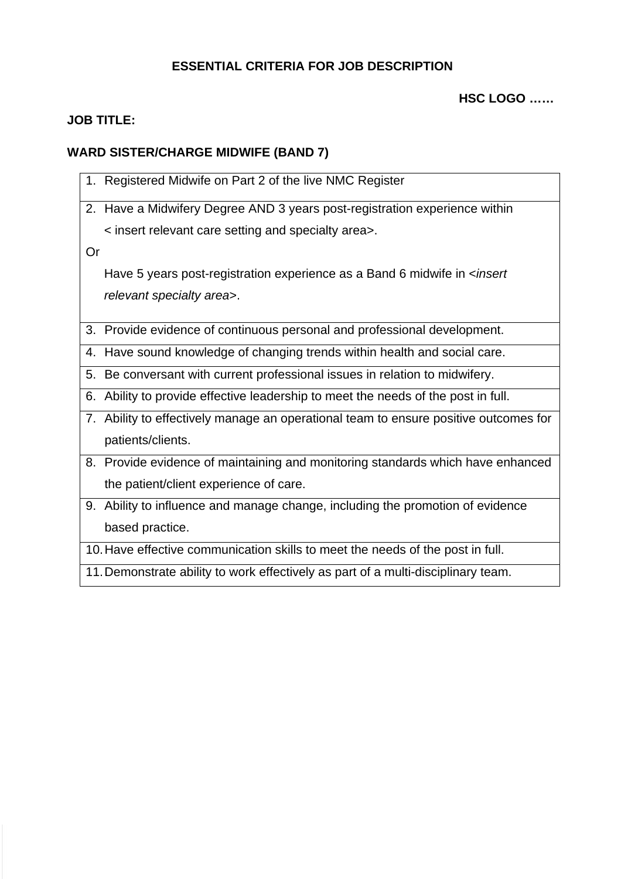**ESSENTIAL CRITERIA FOR JOB DESCRIPTION**

**HSC LOGO ……**

**JOB TITLE:**

**WARD SISTER/CHARGE MIDWIFE (BAND 7)**

| |
|---|
| 1. Registered Midwife on Part 2 of the live NMC Register |
| 2. Have a Midwifery Degree AND 3 years post-registration experience within < insert relevant care setting and specialty area>.<br>Or<br>Have 5 years post-registration experience as a Band 6 midwife in <*insert relevant specialty area*>. |
| 3. Provide evidence of continuous personal and professional development. |
| 4. Have sound knowledge of changing trends within health and social care. |
| 5. Be conversant with current professional issues in relation to midwifery. |
| 6. Ability to provide effective leadership to meet the needs of the post in full. |
| 7. Ability to effectively manage an operational team to ensure positive outcomes for patients/clients. |
| 8. Provide evidence of maintaining and monitoring standards which have enhanced the patient/client experience of care. |
| 9. Ability to influence and manage change, including the promotion of evidence based practice. |
| 10. Have effective communication skills to meet the needs of the post in full. |
| 11. Demonstrate ability to work effectively as part of a multi-disciplinary team. |